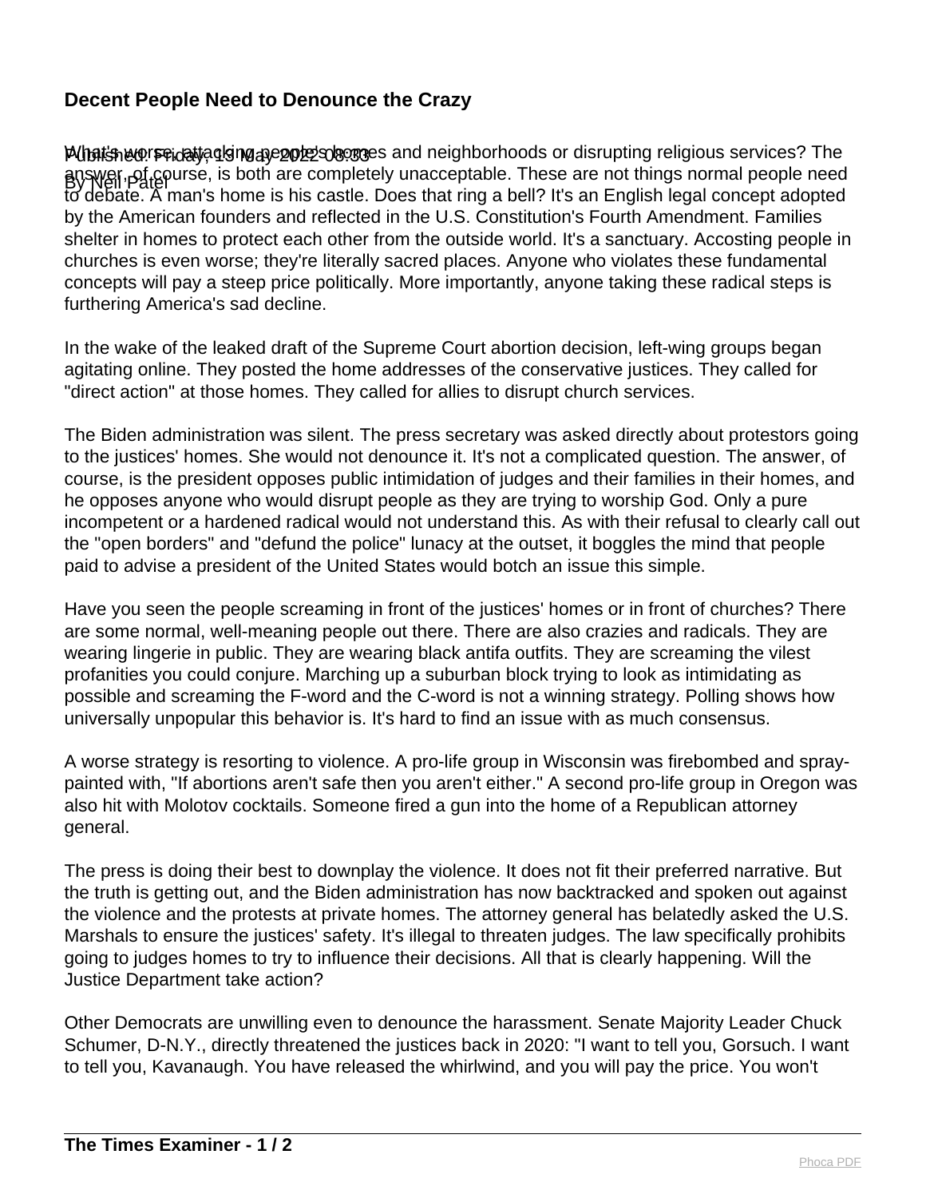# Decent People Need to Denounce the Crazy

Published: Friday, 13 May 2022 08:33

By Neil Patel

What's worse, attacking people's homes and neighborhoods or disrupting religious services? The answer, of course, is both are completely unacceptable. These are not things normal people need to debate. A man's home is his castle. Does that ring a bell? It's an English legal concept adopted by the American founders and reflected in the U.S. Constitution's Fourth Amendment. Families shelter in homes to protect each other from the outside world. It's a sanctuary. Accosting people in churches is even worse; they're literally sacred places. Anyone who violates these fundamental concepts will pay a steep price politically. More importantly, anyone taking these radical steps is furthering America's sad decline.

In the wake of the leaked draft of the Supreme Court abortion decision, left-wing groups began agitating online. They posted the home addresses of the conservative justices. They called for "direct action" at those homes. They called for allies to disrupt church services.

The Biden administration was silent. The press secretary was asked directly about protestors going to the justices' homes. She would not denounce it. It's not a complicated question. The answer, of course, is the president opposes public intimidation of judges and their families in their homes, and he opposes anyone who would disrupt people as they are trying to worship God. Only a pure incompetent or a hardened radical would not understand this. As with their refusal to clearly call out the "open borders" and "defund the police" lunacy at the outset, it boggles the mind that people paid to advise a president of the United States would botch an issue this simple.

Have you seen the people screaming in front of the justices' homes or in front of churches? There are some normal, well-meaning people out there. There are also crazies and radicals. They are wearing lingerie in public. They are wearing black antifa outfits. They are screaming the vilest profanities you could conjure. Marching up a suburban block trying to look as intimidating as possible and screaming the F-word and the C-word is not a winning strategy. Polling shows how universally unpopular this behavior is. It's hard to find an issue with as much consensus.

A worse strategy is resorting to violence. A pro-life group in Wisconsin was firebombed and spray-painted with, "If abortions aren't safe then you aren't either." A second pro-life group in Oregon was also hit with Molotov cocktails. Someone fired a gun into the home of a Republican attorney general.

The press is doing their best to downplay the violence. It does not fit their preferred narrative. But the truth is getting out, and the Biden administration has now backtracked and spoken out against the violence and the protests at private homes. The attorney general has belatedly asked the U.S. Marshals to ensure the justices' safety. It's illegal to threaten judges. The law specifically prohibits going to judges homes to try to influence their decisions. All that is clearly happening. Will the Justice Department take action?

Other Democrats are unwilling even to denounce the harassment. Senate Majority Leader Chuck Schumer, D-N.Y., directly threatened the justices back in 2020: "I want to tell you, Gorsuch. I want to tell you, Kavanaugh. You have released the whirlwind, and you will pay the price. You won't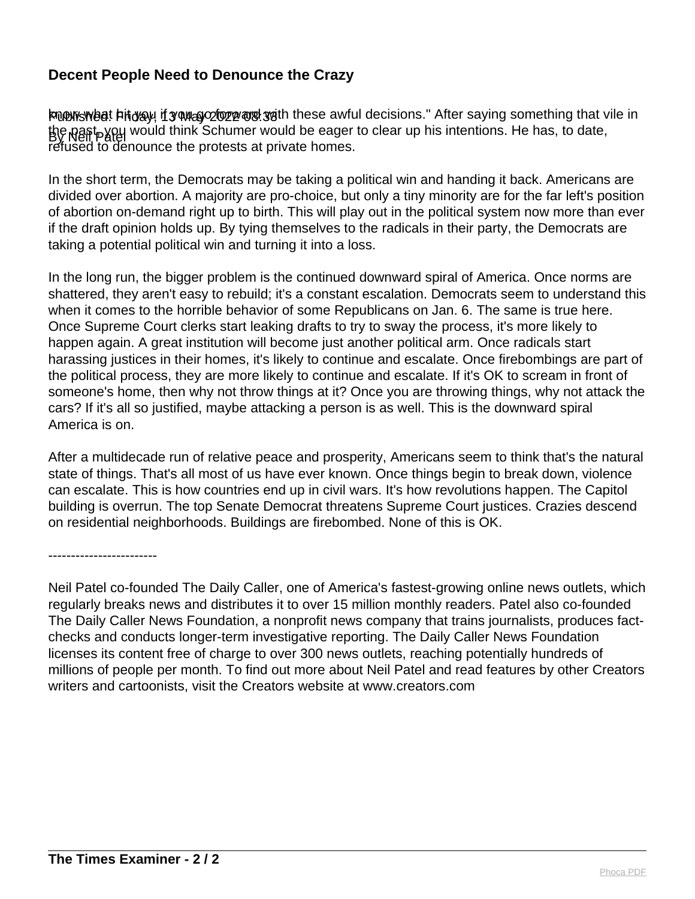know what hit you if you go forward with these awful decisions." After saying something that vile in the past, you would think Schumer would be eager to clear up his intentions. He has, to date, refused to denounce the protests at private homes.

In the short term, the Democrats may be taking a political win and handing it back. Americans are divided over abortion. A majority are pro-choice, but only a tiny minority are for the far left's position of abortion on-demand right up to birth. This will play out in the political system now more than ever if the draft opinion holds up. By tying themselves to the radicals in their party, the Democrats are taking a potential political win and turning it into a loss.

In the long run, the bigger problem is the continued downward spiral of America. Once norms are shattered, they aren't easy to rebuild; it's a constant escalation. Democrats seem to understand this when it comes to the horrible behavior of some Republicans on Jan. 6. The same is true here. Once Supreme Court clerks start leaking drafts to try to sway the process, it's more likely to happen again. A great institution will become just another political arm. Once radicals start harassing justices in their homes, it's likely to continue and escalate. Once firebombings are part of the political process, they are more likely to continue and escalate. If it's OK to scream in front of someone's home, then why not throw things at it? Once you are throwing things, why not attack the cars? If it's all so justified, maybe attacking a person is as well. This is the downward spiral America is on.

After a multidecade run of relative peace and prosperity, Americans seem to think that's the natural state of things. That's all most of us have ever known. Once things begin to break down, violence can escalate. This is how countries end up in civil wars. It's how revolutions happen. The Capitol building is overrun. The top Senate Democrat threatens Supreme Court justices. Crazies descend on residential neighborhoods. Buildings are firebombed. None of this is OK.

------------------------

Neil Patel co-founded The Daily Caller, one of America's fastest-growing online news outlets, which regularly breaks news and distributes it to over 15 million monthly readers. Patel also co-founded The Daily Caller News Foundation, a nonprofit news company that trains journalists, produces fact-checks and conducts longer-term investigative reporting. The Daily Caller News Foundation licenses its content free of charge to over 300 news outlets, reaching potentially hundreds of millions of people per month. To find out more about Neil Patel and read features by other Creators writers and cartoonists, visit the Creators website at www.creators.com